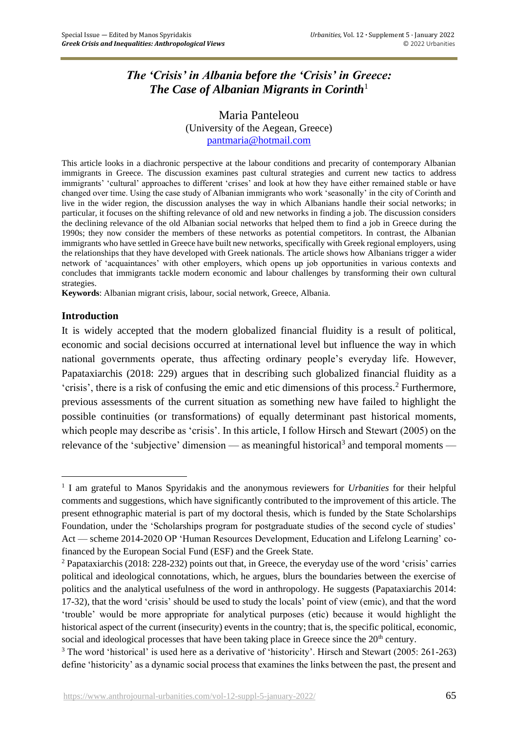# *The 'Crisis' in Albania before the 'Crisis' in Greece: The Case of Albanian Migrants in Corinth*[1]

Maria Panteleou
(University of the Aegean, Greece)
pantmaria@hotmail.com

This article looks in a diachronic perspective at the labour conditions and precarity of contemporary Albanian immigrants in Greece. The discussion examines past cultural strategies and current new tactics to address immigrants' 'cultural' approaches to different 'crises' and look at how they have either remained stable or have changed over time. Using the case study of Albanian immigrants who work 'seasonally' in the city of Corinth and live in the wider region, the discussion analyses the way in which Albanians handle their social networks; in particular, it focuses on the shifting relevance of old and new networks in finding a job. The discussion considers the declining relevance of the old Albanian social networks that helped them to find a job in Greece during the 1990s; they now consider the members of these networks as potential competitors. In contrast, the Albanian immigrants who have settled in Greece have built new networks, specifically with Greek regional employers, using the relationships that they have developed with Greek nationals. The article shows how Albanians trigger a wider network of 'acquaintances' with other employers, which opens up job opportunities in various contexts and concludes that immigrants tackle modern economic and labour challenges by transforming their own cultural strategies.

**Keywords**: Albanian migrant crisis, labour, social network, Greece, Albania.

## Introduction

It is widely accepted that the modern globalized financial fluidity is a result of political, economic and social decisions occurred at international level but influence the way in which national governments operate, thus affecting ordinary people's everyday life. However, Papataxiarchis (2018: 229) argues that in describing such globalized financial fluidity as a 'crisis', there is a risk of confusing the emic and etic dimensions of this process.[2] Furthermore, previous assessments of the current situation as something new have failed to highlight the possible continuities (or transformations) of equally determinant past historical moments, which people may describe as 'crisis'. In this article, I follow Hirsch and Stewart (2005) on the relevance of the 'subjective' dimension — as meaningful historical[3] and temporal moments —

---

[1] I am grateful to Manos Spyridakis and the anonymous reviewers for *Urbanities* for their helpful comments and suggestions, which have significantly contributed to the improvement of this article. The present ethnographic material is part of my doctoral thesis, which is funded by the State Scholarships Foundation, under the 'Scholarships program for postgraduate studies of the second cycle of studies' Act — scheme 2014-2020 OP 'Human Resources Development, Education and Lifelong Learning' co-financed by the European Social Fund (ESF) and the Greek State.

[2] Papataxiarchis (2018: 228-232) points out that, in Greece, the everyday use of the word 'crisis' carries political and ideological connotations, which, he argues, blurs the boundaries between the exercise of politics and the analytical usefulness of the word in anthropology. He suggests (Papataxiarchis 2014: 17-32), that the word 'crisis' should be used to study the locals' point of view (emic), and that the word 'trouble' would be more appropriate for analytical purposes (etic) because it would highlight the historical aspect of the current (insecurity) events in the country; that is, the specific political, economic, social and ideological processes that have been taking place in Greece since the 20th century.

[3] The word 'historical' is used here as a derivative of 'historicity'. Hirsch and Stewart (2005: 261-263) define 'historicity' as a dynamic social process that examines the links between the past, the present and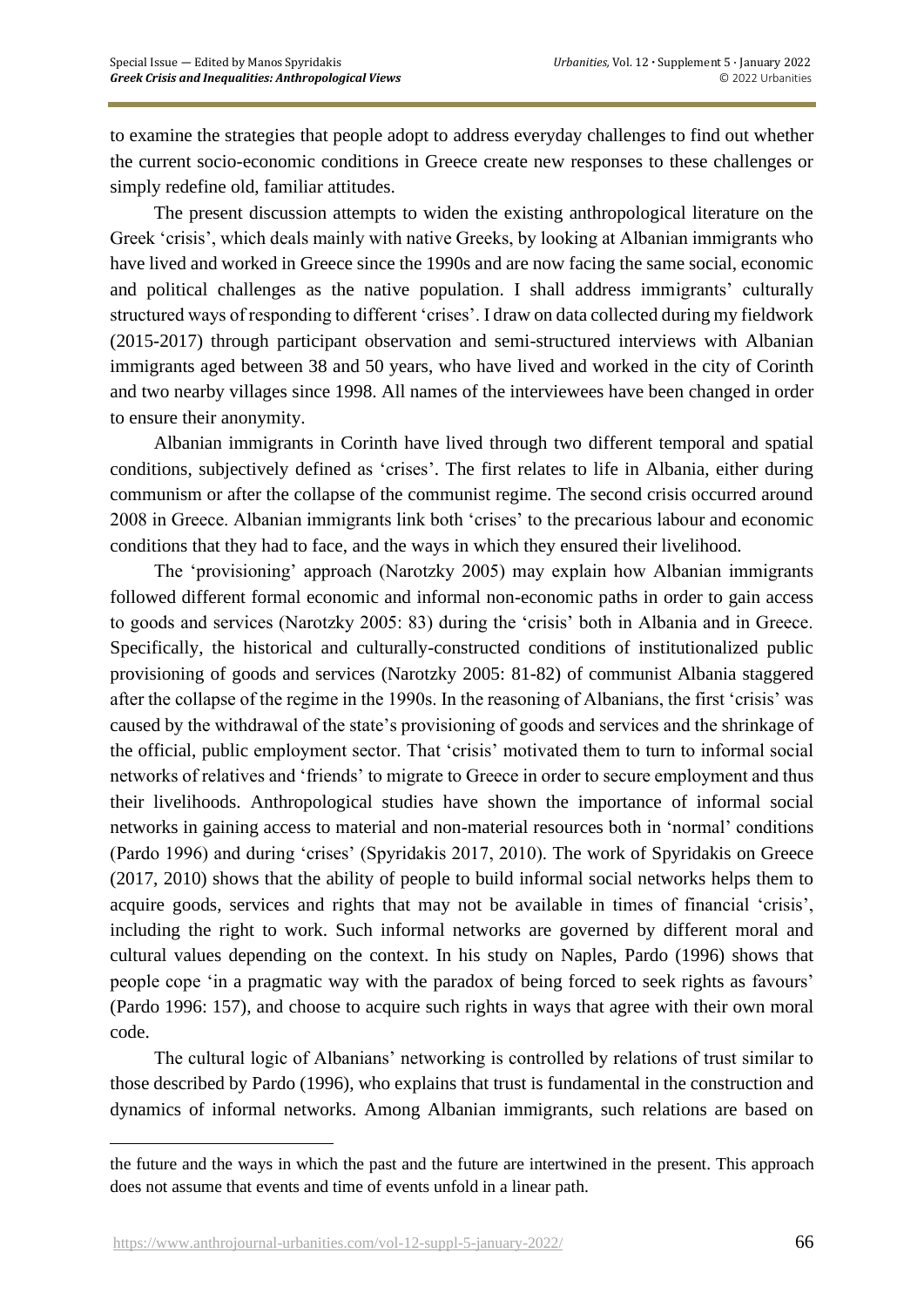to examine the strategies that people adopt to address everyday challenges to find out whether the current socio-economic conditions in Greece create new responses to these challenges or simply redefine old, familiar attitudes.

The present discussion attempts to widen the existing anthropological literature on the Greek 'crisis', which deals mainly with native Greeks, by looking at Albanian immigrants who have lived and worked in Greece since the 1990s and are now facing the same social, economic and political challenges as the native population. I shall address immigrants' culturally structured ways of responding to different 'crises'. I draw on data collected during my fieldwork (2015-2017) through participant observation and semi-structured interviews with Albanian immigrants aged between 38 and 50 years, who have lived and worked in the city of Corinth and two nearby villages since 1998. All names of the interviewees have been changed in order to ensure their anonymity.

Albanian immigrants in Corinth have lived through two different temporal and spatial conditions, subjectively defined as 'crises'. The first relates to life in Albania, either during communism or after the collapse of the communist regime. The second crisis occurred around 2008 in Greece. Albanian immigrants link both 'crises' to the precarious labour and economic conditions that they had to face, and the ways in which they ensured their livelihood.

The 'provisioning' approach (Narotzky 2005) may explain how Albanian immigrants followed different formal economic and informal non-economic paths in order to gain access to goods and services (Narotzky 2005: 83) during the 'crisis' both in Albania and in Greece. Specifically, the historical and culturally-constructed conditions of institutionalized public provisioning of goods and services (Narotzky 2005: 81-82) of communist Albania staggered after the collapse of the regime in the 1990s. In the reasoning of Albanians, the first 'crisis' was caused by the withdrawal of the state's provisioning of goods and services and the shrinkage of the official, public employment sector. That 'crisis' motivated them to turn to informal social networks of relatives and 'friends' to migrate to Greece in order to secure employment and thus their livelihoods. Anthropological studies have shown the importance of informal social networks in gaining access to material and non-material resources both in 'normal' conditions (Pardo 1996) and during 'crises' (Spyridakis 2017, 2010). The work of Spyridakis on Greece (2017, 2010) shows that the ability of people to build informal social networks helps them to acquire goods, services and rights that may not be available in times of financial 'crisis', including the right to work. Such informal networks are governed by different moral and cultural values depending on the context. In his study on Naples, Pardo (1996) shows that people cope 'in a pragmatic way with the paradox of being forced to seek rights as favours' (Pardo 1996: 157), and choose to acquire such rights in ways that agree with their own moral code.

The cultural logic of Albanians' networking is controlled by relations of trust similar to those described by Pardo (1996), who explains that trust is fundamental in the construction and dynamics of informal networks. Among Albanian immigrants, such relations are based on

---

the future and the ways in which the past and the future are intertwined in the present. This approach does not assume that events and time of events unfold in a linear path.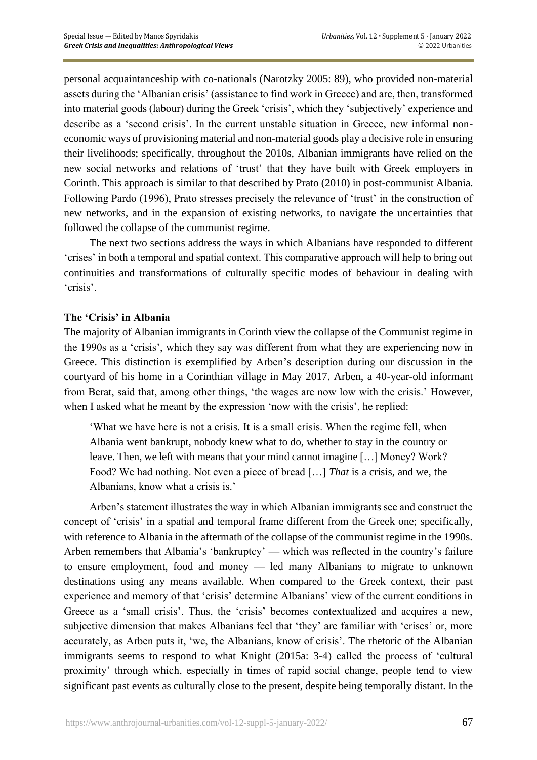personal acquaintanceship with co-nationals (Narotzky 2005: 89), who provided non-material assets during the 'Albanian crisis' (assistance to find work in Greece) and are, then, transformed into material goods (labour) during the Greek 'crisis', which they 'subjectively' experience and describe as a 'second crisis'. In the current unstable situation in Greece, new informal non-economic ways of provisioning material and non-material goods play a decisive role in ensuring their livelihoods; specifically, throughout the 2010s, Albanian immigrants have relied on the new social networks and relations of 'trust' that they have built with Greek employers in Corinth. This approach is similar to that described by Prato (2010) in post-communist Albania. Following Pardo (1996), Prato stresses precisely the relevance of 'trust' in the construction of new networks, and in the expansion of existing networks, to navigate the uncertainties that followed the collapse of the communist regime.

The next two sections address the ways in which Albanians have responded to different 'crises' in both a temporal and spatial context. This comparative approach will help to bring out continuities and transformations of culturally specific modes of behaviour in dealing with 'crisis'.

## The 'Crisis' in Albania

The majority of Albanian immigrants in Corinth view the collapse of the Communist regime in the 1990s as a 'crisis', which they say was different from what they are experiencing now in Greece. This distinction is exemplified by Arben's description during our discussion in the courtyard of his home in a Corinthian village in May 2017. Arben, a 40-year-old informant from Berat, said that, among other things, 'the wages are now low with the crisis.' However, when I asked what he meant by the expression 'now with the crisis', he replied:

> 'What we have here is not a crisis. It is a small crisis. When the regime fell, when Albania went bankrupt, nobody knew what to do, whether to stay in the country or leave. Then, we left with means that your mind cannot imagine […] Money? Work? Food? We had nothing. Not even a piece of bread […] *That* is a crisis, and we, the Albanians, know what a crisis is.'

Arben's statement illustrates the way in which Albanian immigrants see and construct the concept of 'crisis' in a spatial and temporal frame different from the Greek one; specifically, with reference to Albania in the aftermath of the collapse of the communist regime in the 1990s. Arben remembers that Albania's 'bankruptcy' — which was reflected in the country's failure to ensure employment, food and money — led many Albanians to migrate to unknown destinations using any means available. When compared to the Greek context, their past experience and memory of that 'crisis' determine Albanians' view of the current conditions in Greece as a 'small crisis'. Thus, the 'crisis' becomes contextualized and acquires a new, subjective dimension that makes Albanians feel that 'they' are familiar with 'crises' or, more accurately, as Arben puts it, 'we, the Albanians, know of crisis'. The rhetoric of the Albanian immigrants seems to respond to what Knight (2015a: 3-4) called the process of 'cultural proximity' through which, especially in times of rapid social change, people tend to view significant past events as culturally close to the present, despite being temporally distant. In the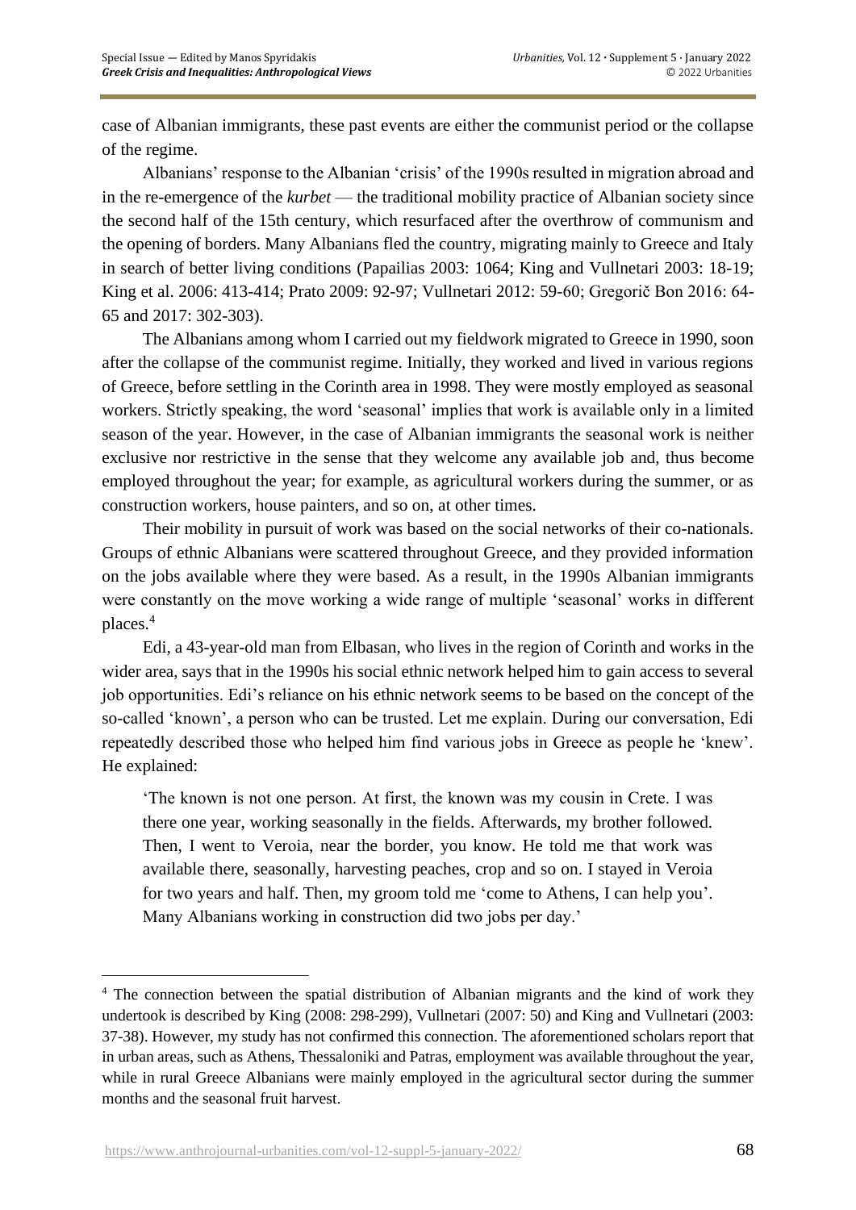case of Albanian immigrants, these past events are either the communist period or the collapse of the regime.

Albanians' response to the Albanian 'crisis' of the 1990s resulted in migration abroad and in the re-emergence of the *kurbet* — the traditional mobility practice of Albanian society since the second half of the 15th century, which resurfaced after the overthrow of communism and the opening of borders. Many Albanians fled the country, migrating mainly to Greece and Italy in search of better living conditions (Papailias 2003: 1064; King and Vullnetari 2003: 18-19; King et al. 2006: 413-414; Prato 2009: 92-97; Vullnetari 2012: 59-60; Gregorič Bon 2016: 64-65 and 2017: 302-303).

The Albanians among whom I carried out my fieldwork migrated to Greece in 1990, soon after the collapse of the communist regime. Initially, they worked and lived in various regions of Greece, before settling in the Corinth area in 1998. They were mostly employed as seasonal workers. Strictly speaking, the word 'seasonal' implies that work is available only in a limited season of the year. However, in the case of Albanian immigrants the seasonal work is neither exclusive nor restrictive in the sense that they welcome any available job and, thus become employed throughout the year; for example, as agricultural workers during the summer, or as construction workers, house painters, and so on, at other times.

Their mobility in pursuit of work was based on the social networks of their co-nationals. Groups of ethnic Albanians were scattered throughout Greece, and they provided information on the jobs available where they were based. As a result, in the 1990s Albanian immigrants were constantly on the move working a wide range of multiple 'seasonal' works in different places.[4]

Edi, a 43-year-old man from Elbasan, who lives in the region of Corinth and works in the wider area, says that in the 1990s his social ethnic network helped him to gain access to several job opportunities. Edi's reliance on his ethnic network seems to be based on the concept of the so-called 'known', a person who can be trusted. Let me explain. During our conversation, Edi repeatedly described those who helped him find various jobs in Greece as people he 'knew'. He explained:

> 'The known is not one person. At first, the known was my cousin in Crete. I was there one year, working seasonally in the fields. Afterwards, my brother followed. Then, I went to Veroia, near the border, you know. He told me that work was available there, seasonally, harvesting peaches, crop and so on. I stayed in Veroia for two years and half. Then, my groom told me 'come to Athens, I can help you'. Many Albanians working in construction did two jobs per day.'

---

[4] The connection between the spatial distribution of Albanian migrants and the kind of work they undertook is described by King (2008: 298-299), Vullnetari (2007: 50) and King and Vullnetari (2003: 37-38). However, my study has not confirmed this connection. The aforementioned scholars report that in urban areas, such as Athens, Thessaloniki and Patras, employment was available throughout the year, while in rural Greece Albanians were mainly employed in the agricultural sector during the summer months and the seasonal fruit harvest.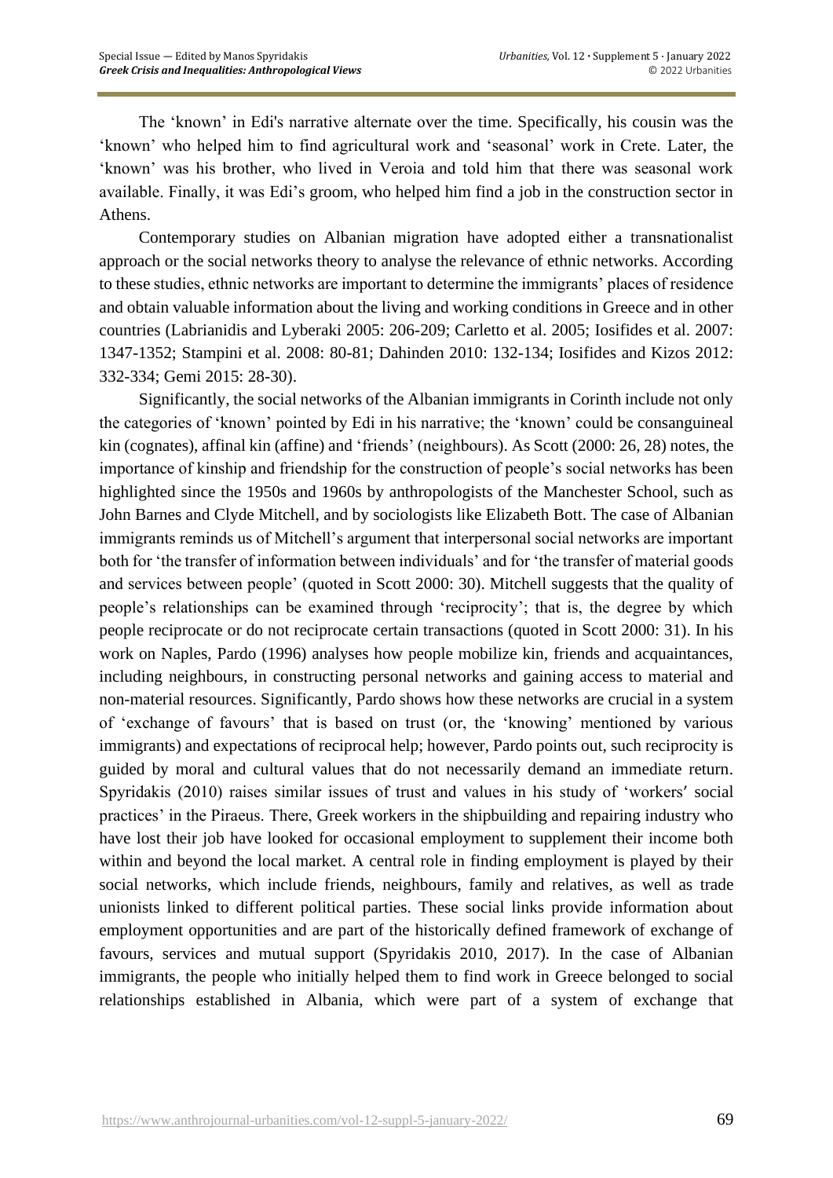The 'known' in Edi's narrative alternate over the time. Specifically, his cousin was the 'known' who helped him to find agricultural work and 'seasonal' work in Crete. Later, the 'known' was his brother, who lived in Veroia and told him that there was seasonal work available. Finally, it was Edi's groom, who helped him find a job in the construction sector in Athens.

Contemporary studies on Albanian migration have adopted either a transnationalist approach or the social networks theory to analyse the relevance of ethnic networks. According to these studies, ethnic networks are important to determine the immigrants' places of residence and obtain valuable information about the living and working conditions in Greece and in other countries (Labrianidis and Lyberaki 2005: 206-209; Carletto et al. 2005; Iosifides et al. 2007: 1347-1352; Stampini et al. 2008: 80-81; Dahinden 2010: 132-134; Iosifides and Kizos 2012: 332-334; Gemi 2015: 28-30).

Significantly, the social networks of the Albanian immigrants in Corinth include not only the categories of 'known' pointed by Edi in his narrative; the 'known' could be consanguineal kin (cognates), affinal kin (affine) and 'friends' (neighbours). As Scott (2000: 26, 28) notes, the importance of kinship and friendship for the construction of people's social networks has been highlighted since the 1950s and 1960s by anthropologists of the Manchester School, such as John Barnes and Clyde Mitchell, and by sociologists like Elizabeth Bott. The case of Albanian immigrants reminds us of Mitchell's argument that interpersonal social networks are important both for 'the transfer of information between individuals' and for 'the transfer of material goods and services between people' (quoted in Scott 2000: 30). Mitchell suggests that the quality of people's relationships can be examined through 'reciprocity'; that is, the degree by which people reciprocate or do not reciprocate certain transactions (quoted in Scott 2000: 31). In his work on Naples, Pardo (1996) analyses how people mobilize kin, friends and acquaintances, including neighbours, in constructing personal networks and gaining access to material and non-material resources. Significantly, Pardo shows how these networks are crucial in a system of 'exchange of favours' that is based on trust (or, the 'knowing' mentioned by various immigrants) and expectations of reciprocal help; however, Pardo points out, such reciprocity is guided by moral and cultural values that do not necessarily demand an immediate return. Spyridakis (2010) raises similar issues of trust and values in his study of 'workers′ social practices' in the Piraeus. There, Greek workers in the shipbuilding and repairing industry who have lost their job have looked for occasional employment to supplement their income both within and beyond the local market. A central role in finding employment is played by their social networks, which include friends, neighbours, family and relatives, as well as trade unionists linked to different political parties. These social links provide information about employment opportunities and are part of the historically defined framework of exchange of favours, services and mutual support (Spyridakis 2010, 2017). In the case of Albanian immigrants, the people who initially helped them to find work in Greece belonged to social relationships established in Albania, which were part of a system of exchange that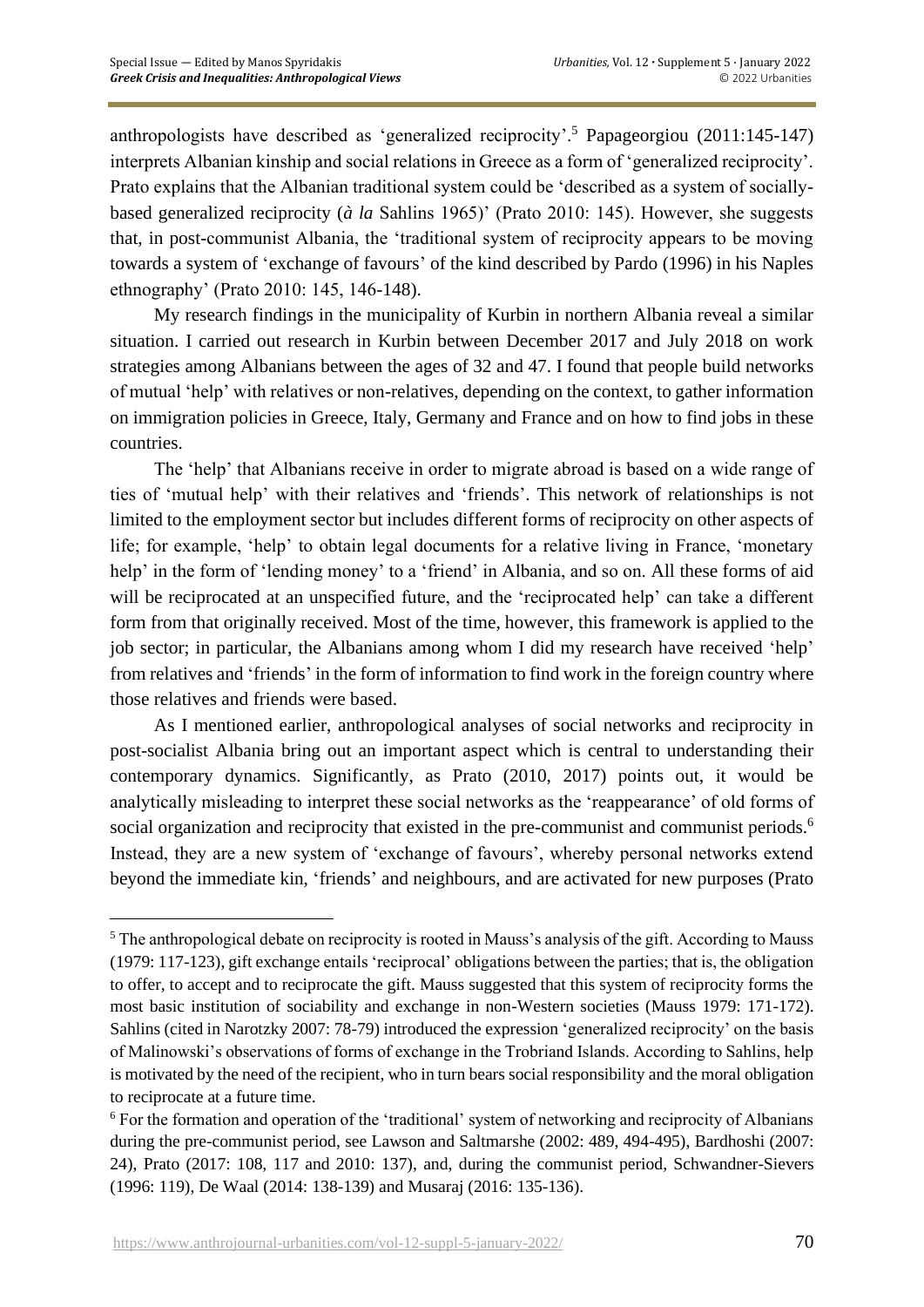anthropologists have described as 'generalized reciprocity'.[5] Papageorgiou (2011:145-147) interprets Albanian kinship and social relations in Greece as a form of 'generalized reciprocity'. Prato explains that the Albanian traditional system could be 'described as a system of socially-based generalized reciprocity (*à la* Sahlins 1965)' (Prato 2010: 145). However, she suggests that, in post-communist Albania, the 'traditional system of reciprocity appears to be moving towards a system of 'exchange of favours' of the kind described by Pardo (1996) in his Naples ethnography' (Prato 2010: 145, 146-148).

My research findings in the municipality of Kurbin in northern Albania reveal a similar situation. I carried out research in Kurbin between December 2017 and July 2018 on work strategies among Albanians between the ages of 32 and 47. I found that people build networks of mutual 'help' with relatives or non-relatives, depending on the context, to gather information on immigration policies in Greece, Italy, Germany and France and on how to find jobs in these countries.

The 'help' that Albanians receive in order to migrate abroad is based on a wide range of ties of 'mutual help' with their relatives and 'friends'. This network of relationships is not limited to the employment sector but includes different forms of reciprocity on other aspects of life; for example, 'help' to obtain legal documents for a relative living in France, 'monetary help' in the form of 'lending money' to a 'friend' in Albania, and so on. All these forms of aid will be reciprocated at an unspecified future, and the 'reciprocated help' can take a different form from that originally received. Most of the time, however, this framework is applied to the job sector; in particular, the Albanians among whom I did my research have received 'help' from relatives and 'friends' in the form of information to find work in the foreign country where those relatives and friends were based.

As I mentioned earlier, anthropological analyses of social networks and reciprocity in post-socialist Albania bring out an important aspect which is central to understanding their contemporary dynamics. Significantly, as Prato (2010, 2017) points out, it would be analytically misleading to interpret these social networks as the 'reappearance' of old forms of social organization and reciprocity that existed in the pre-communist and communist periods.[6] Instead, they are a new system of 'exchange of favours', whereby personal networks extend beyond the immediate kin, 'friends' and neighbours, and are activated for new purposes (Prato

---

[5] The anthropological debate on reciprocity is rooted in Mauss's analysis of the gift. According to Mauss (1979: 117-123), gift exchange entails 'reciprocal' obligations between the parties; that is, the obligation to offer, to accept and to reciprocate the gift. Mauss suggested that this system of reciprocity forms the most basic institution of sociability and exchange in non-Western societies (Mauss 1979: 171-172). Sahlins (cited in Narotzky 2007: 78-79) introduced the expression 'generalized reciprocity' on the basis of Malinowski's observations of forms of exchange in the Trobriand Islands. According to Sahlins, help is motivated by the need of the recipient, who in turn bears social responsibility and the moral obligation to reciprocate at a future time.

[6] For the formation and operation of the 'traditional' system of networking and reciprocity of Albanians during the pre-communist period, see Lawson and Saltmarshe (2002: 489, 494-495), Bardhoshi (2007: 24), Prato (2017: 108, 117 and 2010: 137), and, during the communist period, Schwandner-Sievers (1996: 119), De Waal (2014: 138-139) and Musaraj (2016: 135-136).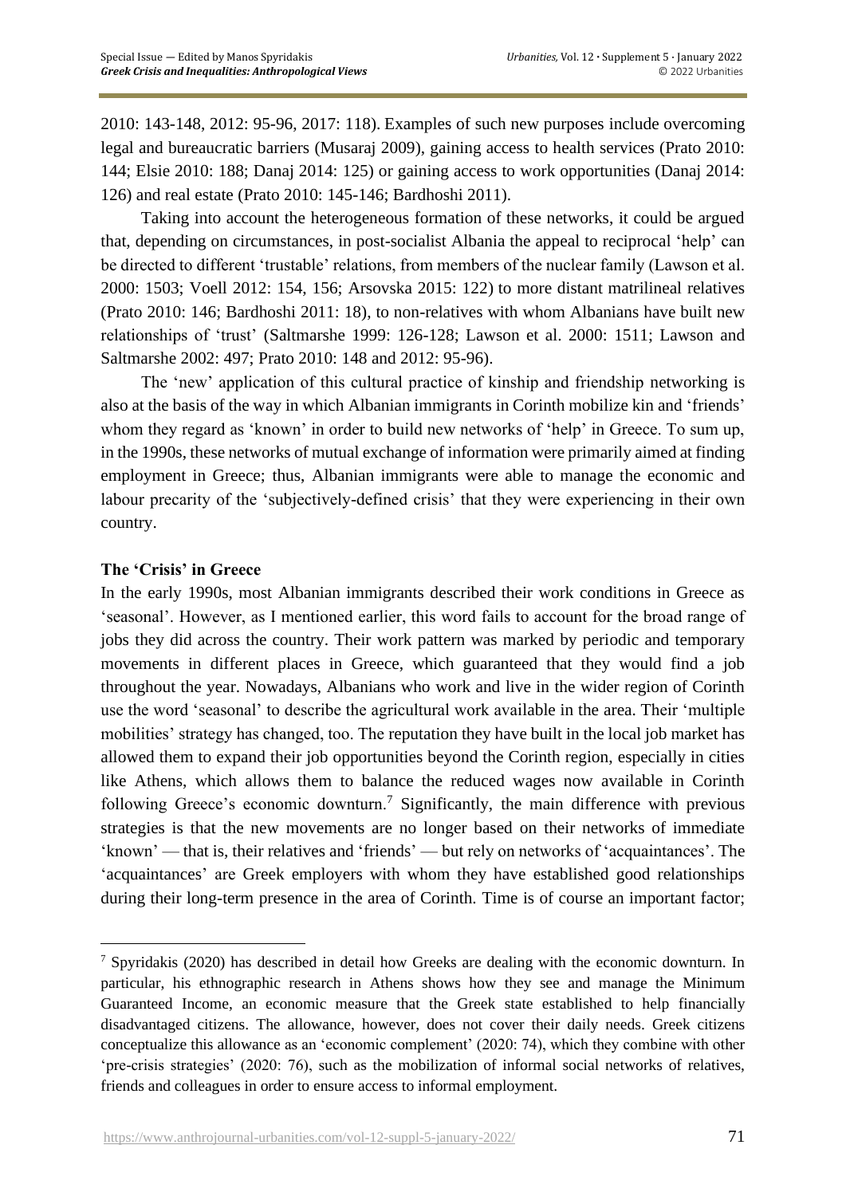2010: 143-148, 2012: 95-96, 2017: 118). Examples of such new purposes include overcoming legal and bureaucratic barriers (Musaraj 2009), gaining access to health services (Prato 2010: 144; Elsie 2010: 188; Danaj 2014: 125) or gaining access to work opportunities (Danaj 2014: 126) and real estate (Prato 2010: 145-146; Bardhoshi 2011).

Taking into account the heterogeneous formation of these networks, it could be argued that, depending on circumstances, in post-socialist Albania the appeal to reciprocal 'help' can be directed to different 'trustable' relations, from members of the nuclear family (Lawson et al. 2000: 1503; Voell 2012: 154, 156; Arsovska 2015: 122) to more distant matrilineal relatives (Prato 2010: 146; Bardhoshi 2011: 18), to non-relatives with whom Albanians have built new relationships of 'trust' (Saltmarshe 1999: 126-128; Lawson et al. 2000: 1511; Lawson and Saltmarshe 2002: 497; Prato 2010: 148 and 2012: 95-96).

The 'new' application of this cultural practice of kinship and friendship networking is also at the basis of the way in which Albanian immigrants in Corinth mobilize kin and 'friends' whom they regard as 'known' in order to build new networks of 'help' in Greece. To sum up, in the 1990s, these networks of mutual exchange of information were primarily aimed at finding employment in Greece; thus, Albanian immigrants were able to manage the economic and labour precarity of the 'subjectively-defined crisis' that they were experiencing in their own country.

## The 'Crisis' in Greece

In the early 1990s, most Albanian immigrants described their work conditions in Greece as 'seasonal'. However, as I mentioned earlier, this word fails to account for the broad range of jobs they did across the country. Their work pattern was marked by periodic and temporary movements in different places in Greece, which guaranteed that they would find a job throughout the year. Nowadays, Albanians who work and live in the wider region of Corinth use the word 'seasonal' to describe the agricultural work available in the area. Their 'multiple mobilities' strategy has changed, too. The reputation they have built in the local job market has allowed them to expand their job opportunities beyond the Corinth region, especially in cities like Athens, which allows them to balance the reduced wages now available in Corinth following Greece's economic downturn.[7] Significantly, the main difference with previous strategies is that the new movements are no longer based on their networks of immediate 'known' — that is, their relatives and 'friends' — but rely on networks of 'acquaintances'. The 'acquaintances' are Greek employers with whom they have established good relationships during their long-term presence in the area of Corinth. Time is of course an important factor;

[7] Spyridakis (2020) has described in detail how Greeks are dealing with the economic downturn. In particular, his ethnographic research in Athens shows how they see and manage the Minimum Guaranteed Income, an economic measure that the Greek state established to help financially disadvantaged citizens. The allowance, however, does not cover their daily needs. Greek citizens conceptualize this allowance as an 'economic complement' (2020: 74), which they combine with other 'pre-crisis strategies' (2020: 76), such as the mobilization of informal social networks of relatives, friends and colleagues in order to ensure access to informal employment.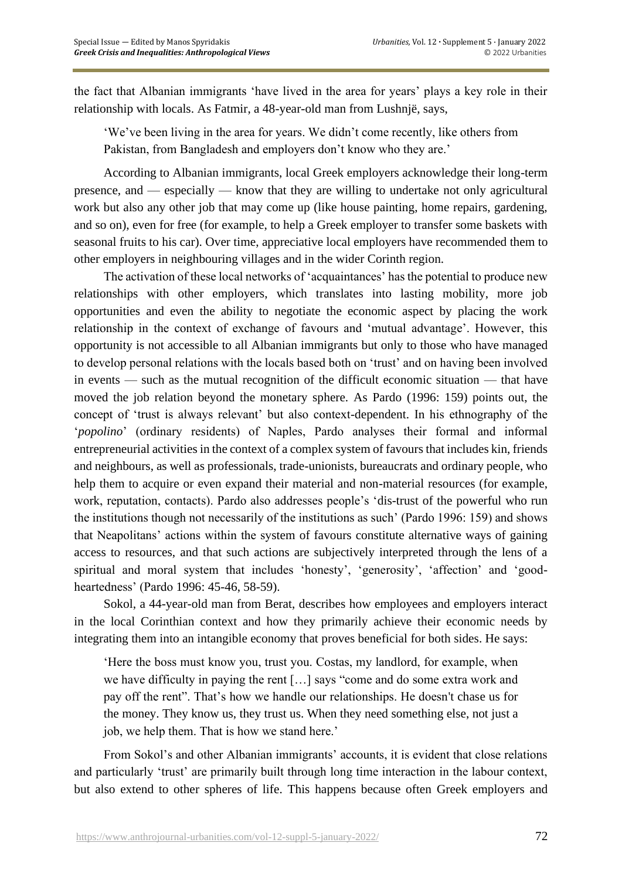the fact that Albanian immigrants 'have lived in the area for years' plays a key role in their relationship with locals. As Fatmir, a 48-year-old man from Lushnjë, says,

> 'We've been living in the area for years. We didn't come recently, like others from Pakistan, from Bangladesh and employers don't know who they are.'

According to Albanian immigrants, local Greek employers acknowledge their long-term presence, and — especially — know that they are willing to undertake not only agricultural work but also any other job that may come up (like house painting, home repairs, gardening, and so on), even for free (for example, to help a Greek employer to transfer some baskets with seasonal fruits to his car). Over time, appreciative local employers have recommended them to other employers in neighbouring villages and in the wider Corinth region.

The activation of these local networks of 'acquaintances' has the potential to produce new relationships with other employers, which translates into lasting mobility, more job opportunities and even the ability to negotiate the economic aspect by placing the work relationship in the context of exchange of favours and 'mutual advantage'. However, this opportunity is not accessible to all Albanian immigrants but only to those who have managed to develop personal relations with the locals based both on 'trust' and on having been involved in events — such as the mutual recognition of the difficult economic situation — that have moved the job relation beyond the monetary sphere. As Pardo (1996: 159) points out, the concept of 'trust is always relevant' but also context-dependent. In his ethnography of the '*popolino*' (ordinary residents) of Naples, Pardo analyses their formal and informal entrepreneurial activities in the context of a complex system of favours that includes kin, friends and neighbours, as well as professionals, trade-unionists, bureaucrats and ordinary people, who help them to acquire or even expand their material and non-material resources (for example, work, reputation, contacts). Pardo also addresses people's 'dis-trust of the powerful who run the institutions though not necessarily of the institutions as such' (Pardo 1996: 159) and shows that Neapolitans' actions within the system of favours constitute alternative ways of gaining access to resources, and that such actions are subjectively interpreted through the lens of a spiritual and moral system that includes 'honesty', 'generosity', 'affection' and 'good-heartedness' (Pardo 1996: 45-46, 58-59).

Sokol, a 44-year-old man from Berat, describes how employees and employers interact in the local Corinthian context and how they primarily achieve their economic needs by integrating them into an intangible economy that proves beneficial for both sides. He says:

> 'Here the boss must know you, trust you. Costas, my landlord, for example, when we have difficulty in paying the rent […] says "come and do some extra work and pay off the rent". That's how we handle our relationships. He doesn't chase us for the money. They know us, they trust us. When they need something else, not just a job, we help them. That is how we stand here.'

From Sokol's and other Albanian immigrants' accounts, it is evident that close relations and particularly 'trust' are primarily built through long time interaction in the labour context, but also extend to other spheres of life. This happens because often Greek employers and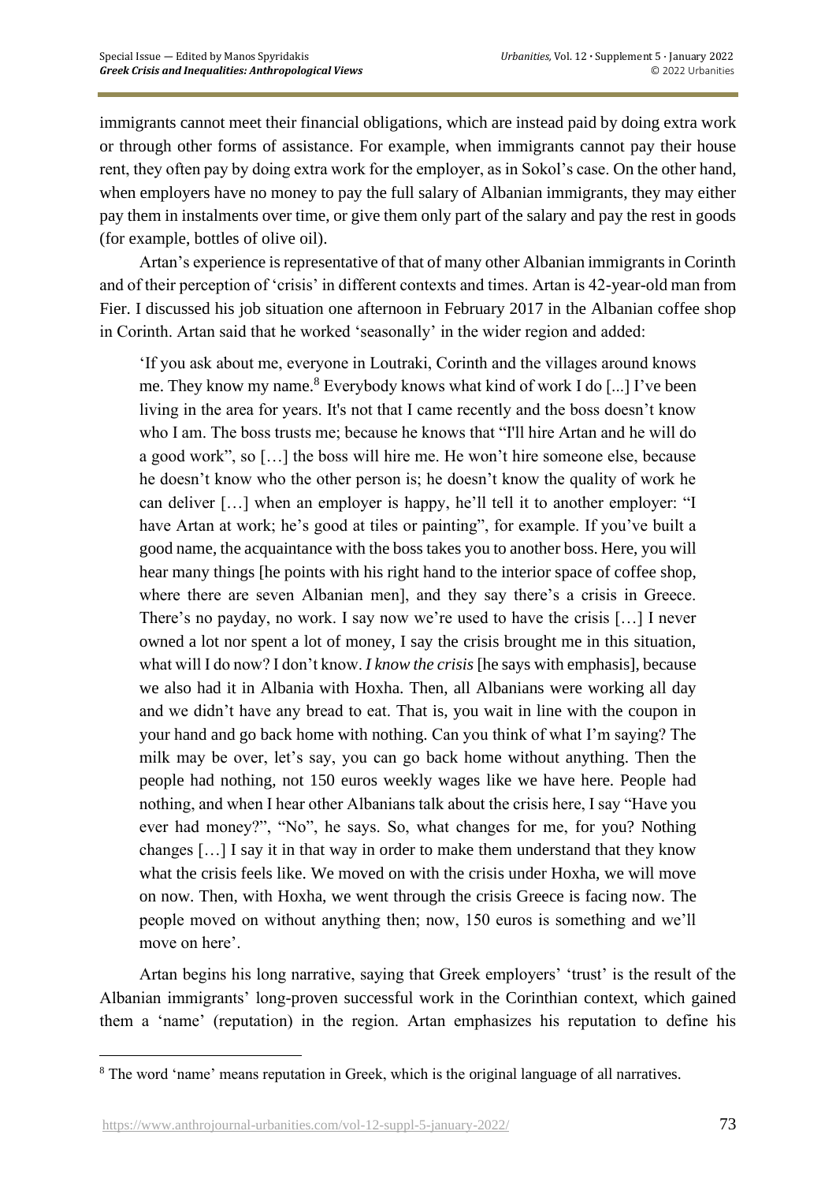immigrants cannot meet their financial obligations, which are instead paid by doing extra work or through other forms of assistance. For example, when immigrants cannot pay their house rent, they often pay by doing extra work for the employer, as in Sokol's case. On the other hand, when employers have no money to pay the full salary of Albanian immigrants, they may either pay them in instalments over time, or give them only part of the salary and pay the rest in goods (for example, bottles of olive oil).

Artan's experience is representative of that of many other Albanian immigrants in Corinth and of their perception of 'crisis' in different contexts and times. Artan is 42-year-old man from Fier. I discussed his job situation one afternoon in February 2017 in the Albanian coffee shop in Corinth. Artan said that he worked 'seasonally' in the wider region and added:

> 'If you ask about me, everyone in Loutraki, Corinth and the villages around knows me. They know my name.[8] Everybody knows what kind of work I do [...] I've been living in the area for years. It's not that I came recently and the boss doesn't know who I am. The boss trusts me; because he knows that "I'll hire Artan and he will do a good work", so […] the boss will hire me. He won't hire someone else, because he doesn't know who the other person is; he doesn't know the quality of work he can deliver […] when an employer is happy, he'll tell it to another employer: "I have Artan at work; he's good at tiles or painting", for example. If you've built a good name, the acquaintance with the boss takes you to another boss. Here, you will hear many things [he points with his right hand to the interior space of coffee shop, where there are seven Albanian men], and they say there's a crisis in Greece. There's no payday, no work. I say now we're used to have the crisis […] I never owned a lot nor spent a lot of money, I say the crisis brought me in this situation, what will I do now? I don't know. *I know the crisis* [he says with emphasis], because we also had it in Albania with Hoxha. Then, all Albanians were working all day and we didn't have any bread to eat. That is, you wait in line with the coupon in your hand and go back home with nothing. Can you think of what I'm saying? The milk may be over, let's say, you can go back home without anything. Then the people had nothing, not 150 euros weekly wages like we have here. People had nothing, and when I hear other Albanians talk about the crisis here, I say "Have you ever had money?", "No", he says. So, what changes for me, for you? Nothing changes […] I say it in that way in order to make them understand that they know what the crisis feels like. We moved on with the crisis under Hoxha, we will move on now. Then, with Hoxha, we went through the crisis Greece is facing now. The people moved on without anything then; now, 150 euros is something and we'll move on here'.

Artan begins his long narrative, saying that Greek employers' 'trust' is the result of the Albanian immigrants' long-proven successful work in the Corinthian context, which gained them a 'name' (reputation) in the region. Artan emphasizes his reputation to define his

---

[8] The word 'name' means reputation in Greek, which is the original language of all narratives.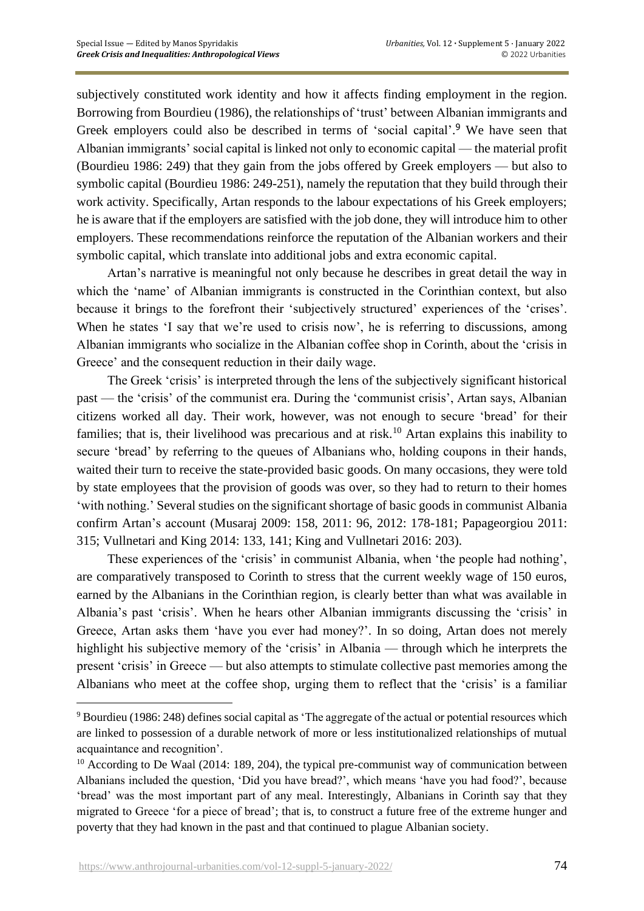subjectively constituted work identity and how it affects finding employment in the region. Borrowing from Bourdieu (1986), the relationships of 'trust' between Albanian immigrants and Greek employers could also be described in terms of 'social capital'.[9] We have seen that Albanian immigrants' social capital is linked not only to economic capital — the material profit (Bourdieu 1986: 249) that they gain from the jobs offered by Greek employers — but also to symbolic capital (Bourdieu 1986: 249-251), namely the reputation that they build through their work activity. Specifically, Artan responds to the labour expectations of his Greek employers; he is aware that if the employers are satisfied with the job done, they will introduce him to other employers. These recommendations reinforce the reputation of the Albanian workers and their symbolic capital, which translate into additional jobs and extra economic capital.

Artan's narrative is meaningful not only because he describes in great detail the way in which the 'name' of Albanian immigrants is constructed in the Corinthian context, but also because it brings to the forefront their 'subjectively structured' experiences of the 'crises'. When he states 'I say that we're used to crisis now', he is referring to discussions, among Albanian immigrants who socialize in the Albanian coffee shop in Corinth, about the 'crisis in Greece' and the consequent reduction in their daily wage.

The Greek 'crisis' is interpreted through the lens of the subjectively significant historical past — the 'crisis' of the communist era. During the 'communist crisis', Artan says, Albanian citizens worked all day. Their work, however, was not enough to secure 'bread' for their families; that is, their livelihood was precarious and at risk.[10] Artan explains this inability to secure 'bread' by referring to the queues of Albanians who, holding coupons in their hands, waited their turn to receive the state-provided basic goods. On many occasions, they were told by state employees that the provision of goods was over, so they had to return to their homes 'with nothing.' Several studies on the significant shortage of basic goods in communist Albania confirm Artan's account (Musaraj 2009: 158, 2011: 96, 2012: 178-181; Papageorgiou 2011: 315; Vullnetari and King 2014: 133, 141; King and Vullnetari 2016: 203).

These experiences of the 'crisis' in communist Albania, when 'the people had nothing', are comparatively transposed to Corinth to stress that the current weekly wage of 150 euros, earned by the Albanians in the Corinthian region, is clearly better than what was available in Albania's past 'crisis'. When he hears other Albanian immigrants discussing the 'crisis' in Greece, Artan asks them 'have you ever had money?'. In so doing, Artan does not merely highlight his subjective memory of the 'crisis' in Albania — through which he interprets the present 'crisis' in Greece — but also attempts to stimulate collective past memories among the Albanians who meet at the coffee shop, urging them to reflect that the 'crisis' is a familiar

---

[9] Bourdieu (1986: 248) defines social capital as 'The aggregate of the actual or potential resources which are linked to possession of a durable network of more or less institutionalized relationships of mutual acquaintance and recognition'.

[10] According to De Waal (2014: 189, 204), the typical pre-communist way of communication between Albanians included the question, 'Did you have bread?', which means 'have you had food?', because 'bread' was the most important part of any meal. Interestingly, Albanians in Corinth say that they migrated to Greece 'for a piece of bread'; that is, to construct a future free of the extreme hunger and poverty that they had known in the past and that continued to plague Albanian society.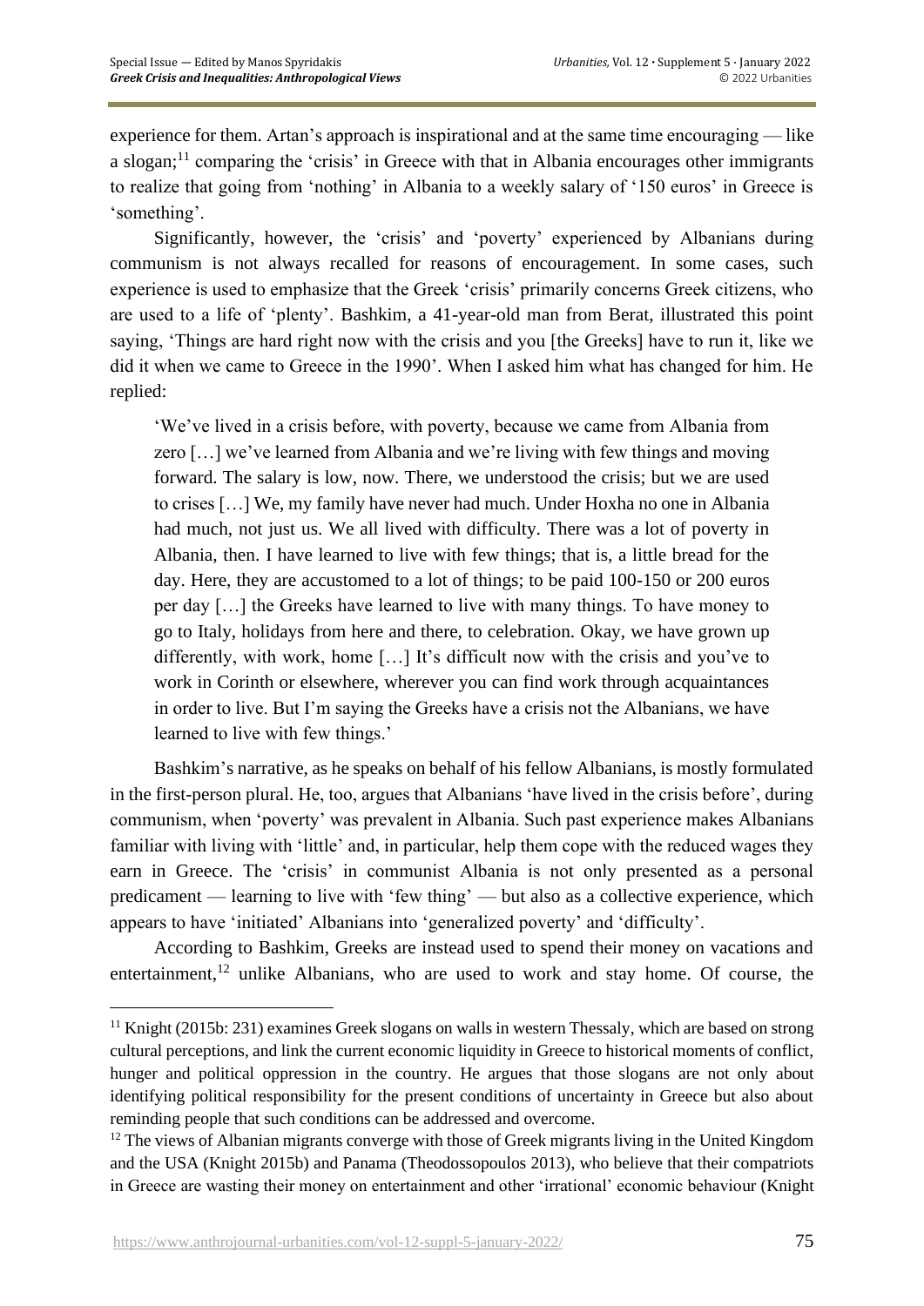experience for them. Artan's approach is inspirational and at the same time encouraging — like a slogan;[11] comparing the 'crisis' in Greece with that in Albania encourages other immigrants to realize that going from 'nothing' in Albania to a weekly salary of '150 euros' in Greece is 'something'.

Significantly, however, the 'crisis' and 'poverty' experienced by Albanians during communism is not always recalled for reasons of encouragement. In some cases, such experience is used to emphasize that the Greek 'crisis' primarily concerns Greek citizens, who are used to a life of 'plenty'. Bashkim, a 41-year-old man from Berat, illustrated this point saying, 'Things are hard right now with the crisis and you [the Greeks] have to run it, like we did it when we came to Greece in the 1990'. When I asked him what has changed for him. He replied:

> 'We've lived in a crisis before, with poverty, because we came from Albania from zero […] we've learned from Albania and we're living with few things and moving forward. The salary is low, now. There, we understood the crisis; but we are used to crises […] We, my family have never had much. Under Hoxha no one in Albania had much, not just us. We all lived with difficulty. There was a lot of poverty in Albania, then. I have learned to live with few things; that is, a little bread for the day. Here, they are accustomed to a lot of things; to be paid 100-150 or 200 euros per day […] the Greeks have learned to live with many things. To have money to go to Italy, holidays from here and there, to celebration. Okay, we have grown up differently, with work, home […] It's difficult now with the crisis and you've to work in Corinth or elsewhere, wherever you can find work through acquaintances in order to live. But I'm saying the Greeks have a crisis not the Albanians, we have learned to live with few things.'

Bashkim's narrative, as he speaks on behalf of his fellow Albanians, is mostly formulated in the first-person plural. He, too, argues that Albanians 'have lived in the crisis before', during communism, when 'poverty' was prevalent in Albania. Such past experience makes Albanians familiar with living with 'little' and, in particular, help them cope with the reduced wages they earn in Greece. The 'crisis' in communist Albania is not only presented as a personal predicament — learning to live with 'few thing' — but also as a collective experience, which appears to have 'initiated' Albanians into 'generalized poverty' and 'difficulty'.

According to Bashkim, Greeks are instead used to spend their money on vacations and entertainment,[12] unlike Albanians, who are used to work and stay home. Of course, the

---

[11] Knight (2015b: 231) examines Greek slogans on walls in western Thessaly, which are based on strong cultural perceptions, and link the current economic liquidity in Greece to historical moments of conflict, hunger and political oppression in the country. He argues that those slogans are not only about identifying political responsibility for the present conditions of uncertainty in Greece but also about reminding people that such conditions can be addressed and overcome.

[12] The views of Albanian migrants converge with those of Greek migrants living in the United Kingdom and the USA (Knight 2015b) and Panama (Theodossopoulos 2013), who believe that their compatriots in Greece are wasting their money on entertainment and other 'irrational' economic behaviour (Knight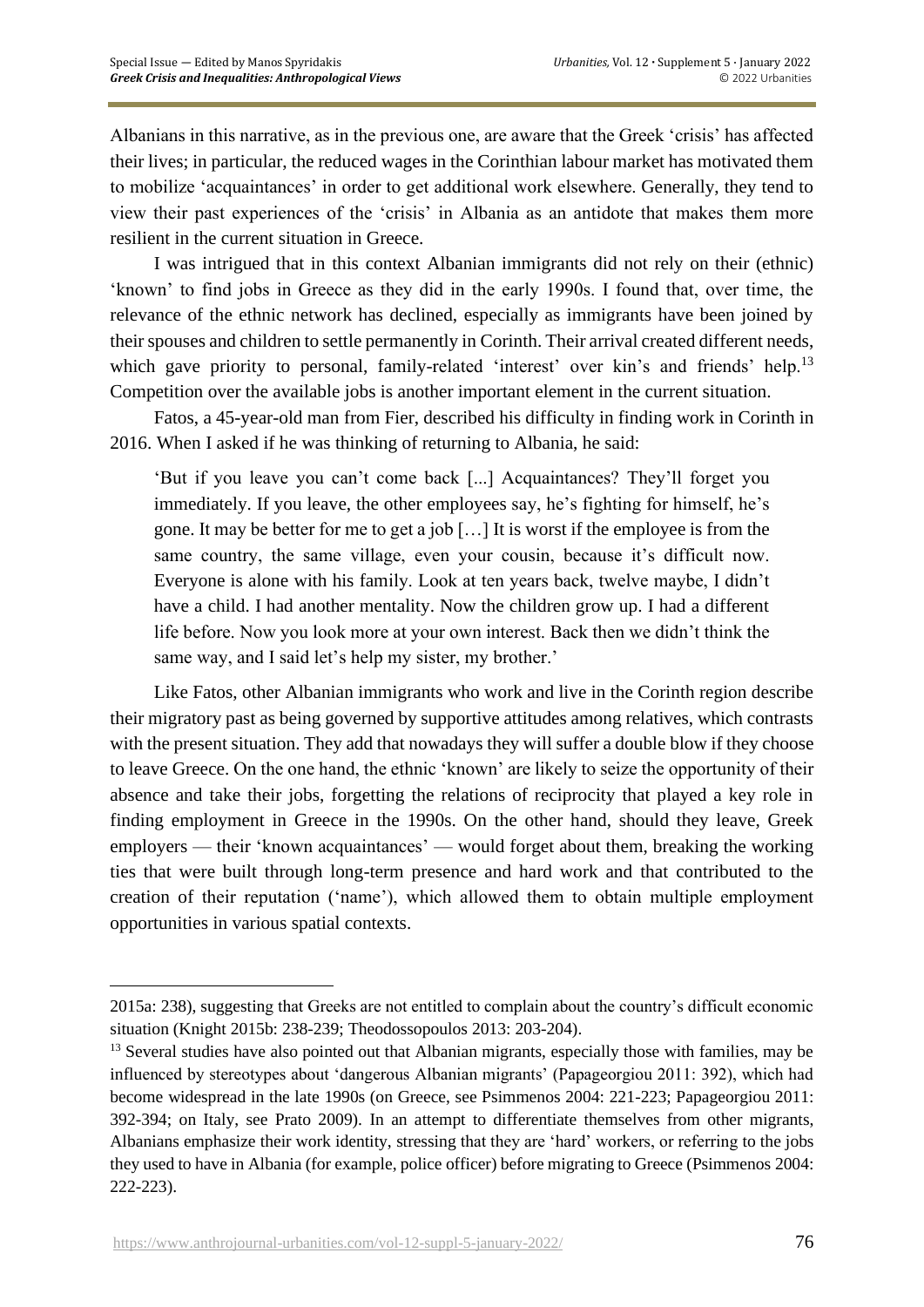Albanians in this narrative, as in the previous one, are aware that the Greek 'crisis' has affected their lives; in particular, the reduced wages in the Corinthian labour market has motivated them to mobilize 'acquaintances' in order to get additional work elsewhere. Generally, they tend to view their past experiences of the 'crisis' in Albania as an antidote that makes them more resilient in the current situation in Greece.

I was intrigued that in this context Albanian immigrants did not rely on their (ethnic) 'known' to find jobs in Greece as they did in the early 1990s. I found that, over time, the relevance of the ethnic network has declined, especially as immigrants have been joined by their spouses and children to settle permanently in Corinth. Their arrival created different needs, which gave priority to personal, family-related 'interest' over kin's and friends' help.[13] Competition over the available jobs is another important element in the current situation.

Fatos, a 45-year-old man from Fier, described his difficulty in finding work in Corinth in 2016. When I asked if he was thinking of returning to Albania, he said:

> 'But if you leave you can't come back [...] Acquaintances? They'll forget you immediately. If you leave, the other employees say, he's fighting for himself, he's gone. It may be better for me to get a job […] It is worst if the employee is from the same country, the same village, even your cousin, because it's difficult now. Everyone is alone with his family. Look at ten years back, twelve maybe, I didn't have a child. I had another mentality. Now the children grow up. I had a different life before. Now you look more at your own interest. Back then we didn't think the same way, and I said let's help my sister, my brother.'

Like Fatos, other Albanian immigrants who work and live in the Corinth region describe their migratory past as being governed by supportive attitudes among relatives, which contrasts with the present situation. They add that nowadays they will suffer a double blow if they choose to leave Greece. On the one hand, the ethnic 'known' are likely to seize the opportunity of their absence and take their jobs, forgetting the relations of reciprocity that played a key role in finding employment in Greece in the 1990s. On the other hand, should they leave, Greek employers — their 'known acquaintances' — would forget about them, breaking the working ties that were built through long-term presence and hard work and that contributed to the creation of their reputation ('name'), which allowed them to obtain multiple employment opportunities in various spatial contexts.

---

2015a: 238), suggesting that Greeks are not entitled to complain about the country's difficult economic situation (Knight 2015b: 238-239; Theodossopoulos 2013: 203-204).

[13] Several studies have also pointed out that Albanian migrants, especially those with families, may be influenced by stereotypes about 'dangerous Albanian migrants' (Papageorgiou 2011: 392), which had become widespread in the late 1990s (on Greece, see Psimmenos 2004: 221-223; Papageorgiou 2011: 392-394; on Italy, see Prato 2009). In an attempt to differentiate themselves from other migrants, Albanians emphasize their work identity, stressing that they are 'hard' workers, or referring to the jobs they used to have in Albania (for example, police officer) before migrating to Greece (Psimmenos 2004: 222-223).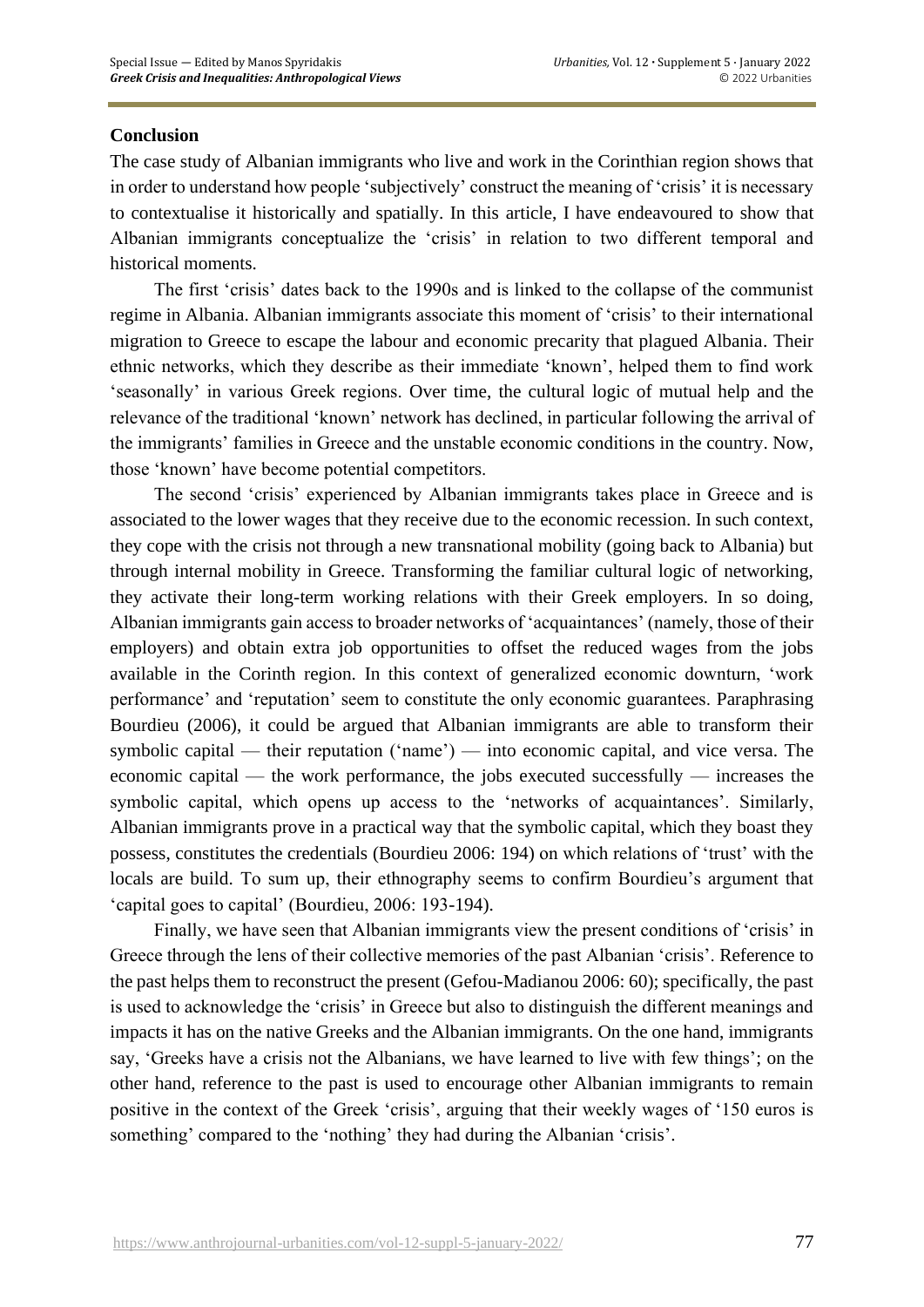## Conclusion

The case study of Albanian immigrants who live and work in the Corinthian region shows that in order to understand how people 'subjectively' construct the meaning of 'crisis' it is necessary to contextualise it historically and spatially. In this article, I have endeavoured to show that Albanian immigrants conceptualize the 'crisis' in relation to two different temporal and historical moments.

The first 'crisis' dates back to the 1990s and is linked to the collapse of the communist regime in Albania. Albanian immigrants associate this moment of 'crisis' to their international migration to Greece to escape the labour and economic precarity that plagued Albania. Their ethnic networks, which they describe as their immediate 'known', helped them to find work 'seasonally' in various Greek regions. Over time, the cultural logic of mutual help and the relevance of the traditional 'known' network has declined, in particular following the arrival of the immigrants' families in Greece and the unstable economic conditions in the country. Now, those 'known' have become potential competitors.

The second 'crisis' experienced by Albanian immigrants takes place in Greece and is associated to the lower wages that they receive due to the economic recession. In such context, they cope with the crisis not through a new transnational mobility (going back to Albania) but through internal mobility in Greece. Transforming the familiar cultural logic of networking, they activate their long-term working relations with their Greek employers. In so doing, Albanian immigrants gain access to broader networks of 'acquaintances' (namely, those of their employers) and obtain extra job opportunities to offset the reduced wages from the jobs available in the Corinth region. In this context of generalized economic downturn, 'work performance' and 'reputation' seem to constitute the only economic guarantees. Paraphrasing Bourdieu (2006), it could be argued that Albanian immigrants are able to transform their symbolic capital — their reputation ('name') — into economic capital, and vice versa. The economic capital — the work performance, the jobs executed successfully — increases the symbolic capital, which opens up access to the 'networks of acquaintances'. Similarly, Albanian immigrants prove in a practical way that the symbolic capital, which they boast they possess, constitutes the credentials (Bourdieu 2006: 194) on which relations of 'trust' with the locals are build. To sum up, their ethnography seems to confirm Bourdieu's argument that 'capital goes to capital' (Bourdieu, 2006: 193-194).

Finally, we have seen that Albanian immigrants view the present conditions of 'crisis' in Greece through the lens of their collective memories of the past Albanian 'crisis'. Reference to the past helps them to reconstruct the present (Gefou-Madianou 2006: 60); specifically, the past is used to acknowledge the 'crisis' in Greece but also to distinguish the different meanings and impacts it has on the native Greeks and the Albanian immigrants. On the one hand, immigrants say, 'Greeks have a crisis not the Albanians, we have learned to live with few things'; on the other hand, reference to the past is used to encourage other Albanian immigrants to remain positive in the context of the Greek 'crisis', arguing that their weekly wages of '150 euros is something' compared to the 'nothing' they had during the Albanian 'crisis'.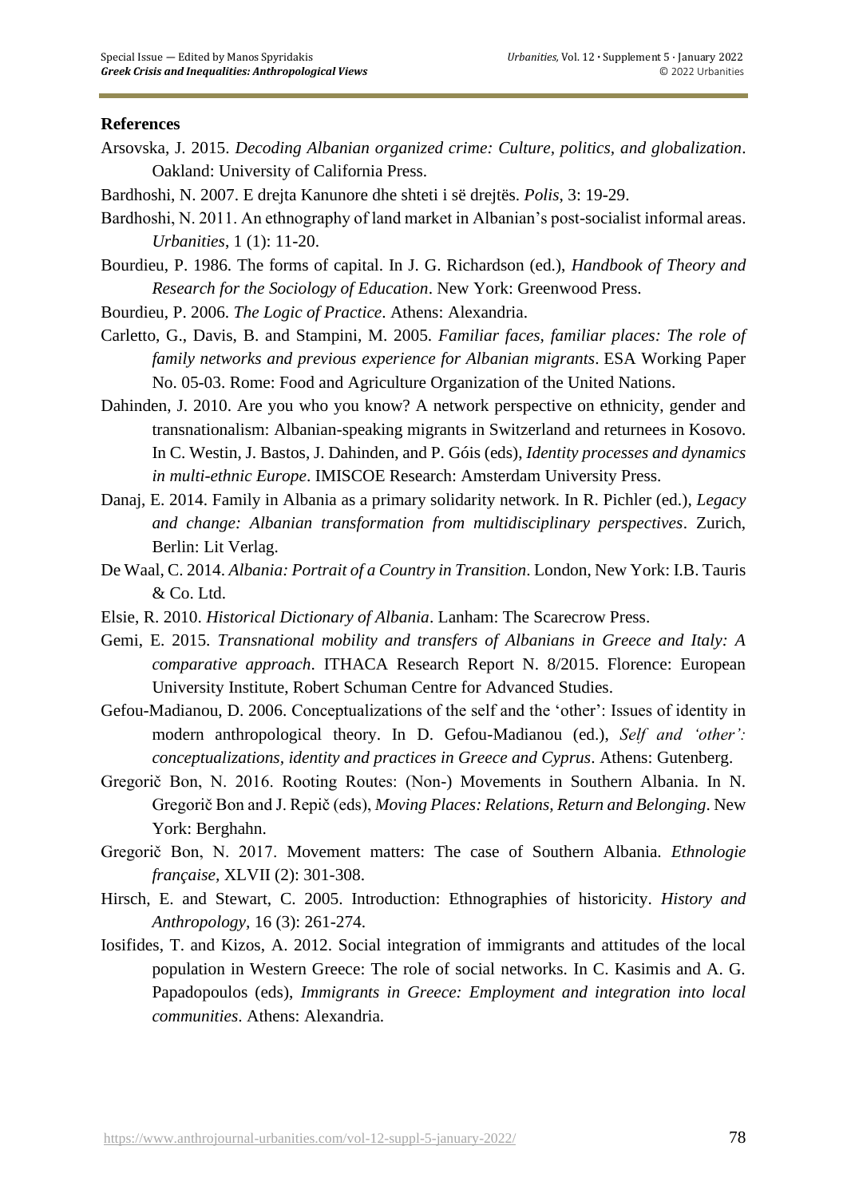## References

Arsovska, J. 2015. *Decoding Albanian organized crime: Culture, politics, and globalization*. Oakland: University of California Press.

Bardhoshi, N. 2007. E drejta Kanunore dhe shteti i së drejtës. *Polis*, 3: 19-29.

Bardhoshi, N. 2011. An ethnography of land market in Albanian's post-socialist informal areas. *Urbanities*, 1 (1): 11-20.

Bourdieu, P. 1986. The forms of capital. In J. G. Richardson (ed.), *Handbook of Theory and Research for the Sociology of Education*. New York: Greenwood Press.

Bourdieu, P. 2006. *The Logic of Practice*. Athens: Alexandria.

Carletto, G., Davis, B. and Stampini, M. 2005. *Familiar faces, familiar places: The role of family networks and previous experience for Albanian migrants*. ESA Working Paper No. 05-03. Rome: Food and Agriculture Organization of the United Nations.

Dahinden, J. 2010. Are you who you know? A network perspective on ethnicity, gender and transnationalism: Albanian-speaking migrants in Switzerland and returnees in Kosovo. In C. Westin, J. Bastos, J. Dahinden, and P. Góis (eds), *Identity processes and dynamics in multi-ethnic Europe*. IMISCOE Research: Amsterdam University Press.

Danaj, E. 2014. Family in Albania as a primary solidarity network. In R. Pichler (ed.), *Legacy and change: Albanian transformation from multidisciplinary perspectives*. Zurich, Berlin: Lit Verlag.

De Waal, C. 2014. *Albania: Portrait of a Country in Transition*. London, New York: I.B. Tauris & Co. Ltd.

Elsie, R. 2010. *Historical Dictionary of Albania*. Lanham: The Scarecrow Press.

Gemi, E. 2015. *Transnational mobility and transfers of Albanians in Greece and Italy: A comparative approach*. ITHACA Research Report N. 8/2015. Florence: European University Institute, Robert Schuman Centre for Advanced Studies.

Gefou-Madianou, D. 2006. Conceptualizations of the self and the 'other': Issues of identity in modern anthropological theory. In D. Gefou-Madianou (ed.), *Self and 'other': conceptualizations, identity and practices in Greece and Cyprus*. Athens: Gutenberg.

Gregorič Bon, N. 2016. Rooting Routes: (Non-) Movements in Southern Albania. In N. Gregorič Bon and J. Repič (eds), *Moving Places: Relations, Return and Belonging*. New York: Berghahn.

Gregorič Bon, N. 2017. Movement matters: The case of Southern Albania. *Ethnologie française*, XLVII (2): 301-308.

Hirsch, E. and Stewart, C. 2005. Introduction: Ethnographies of historicity. *History and Anthropology*, 16 (3): 261-274.

Iosifides, T. and Kizos, A. 2012. Social integration of immigrants and attitudes of the local population in Western Greece: The role of social networks. In C. Kasimis and A. G. Papadopoulos (eds), *Immigrants in Greece: Employment and integration into local communities*. Athens: Alexandria.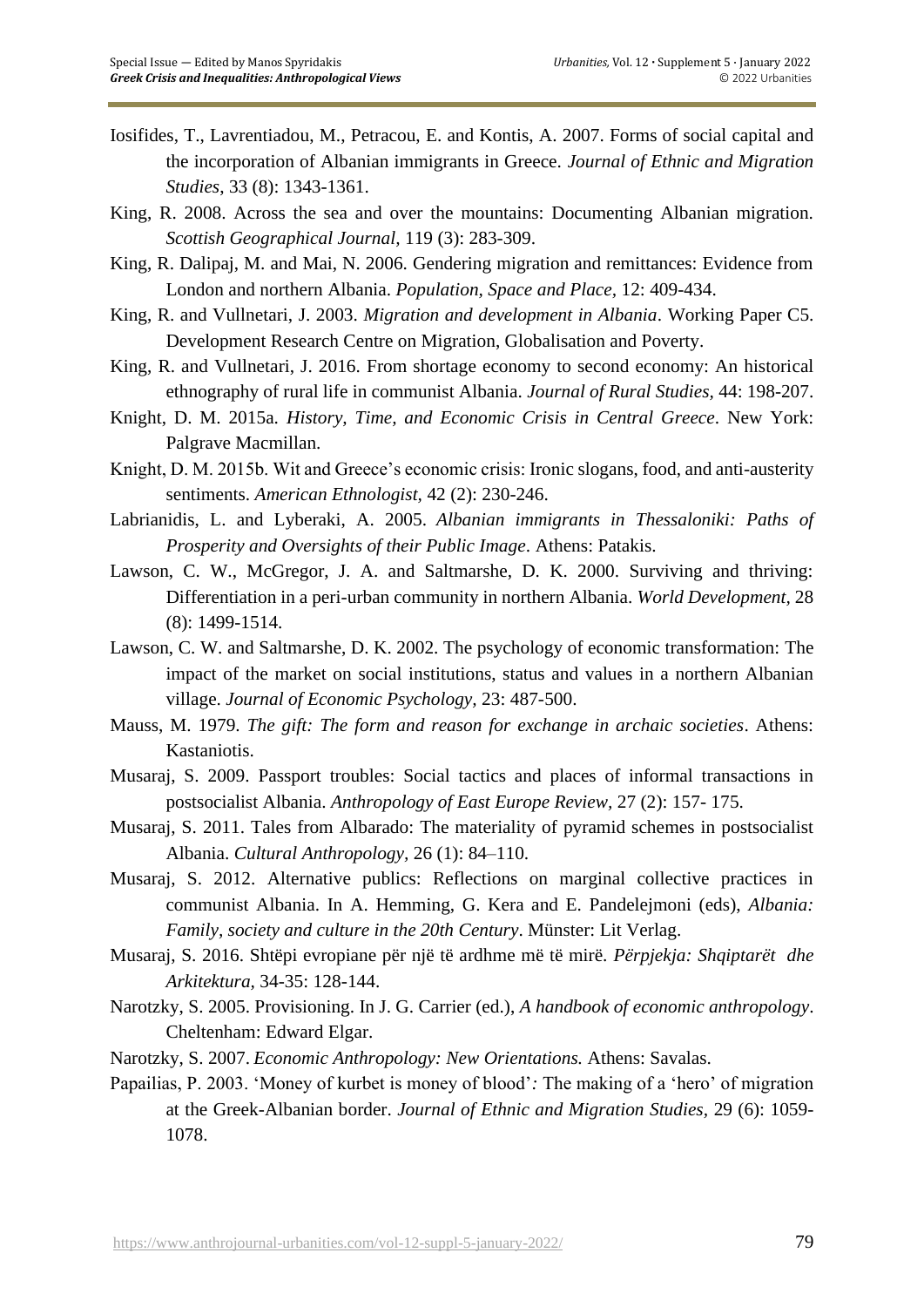Iosifides, T., Lavrentiadou, M., Petracou, E. and Kontis, A. 2007. Forms of social capital and the incorporation of Albanian immigrants in Greece. *Journal of Ethnic and Migration Studies*, 33 (8): 1343-1361.

King, R. 2008. Across the sea and over the mountains: Documenting Albanian migration. *Scottish Geographical Journal,* 119 (3): 283-309.

King, R. Dalipaj, M. and Mai, N. 2006. Gendering migration and remittances: Evidence from London and northern Albania. *Population, Space and Place,* 12: 409-434.

King, R. and Vullnetari, J. 2003. *Migration and development in Albania*. Working Paper C5. Development Research Centre on Migration, Globalisation and Poverty.

King, R. and Vullnetari, J. 2016. From shortage economy to second economy: An historical ethnography of rural life in communist Albania. *Journal of Rural Studies,* 44: 198-207.

Knight, D. M. 2015a. *History, Time, and Economic Crisis in Central Greece*. New York: Palgrave Macmillan.

Knight, D. M. 2015b. Wit and Greece's economic crisis: Ironic slogans, food, and anti-austerity sentiments. *American Ethnologist,* 42 (2): 230-246.

Labrianidis, L. and Lyberaki, A. 2005. *Albanian immigrants in Thessaloniki: Paths of Prosperity and Oversights of their Public Image*. Athens: Patakis.

Lawson, C. W., McGregor, J. A. and Saltmarshe, D. K. 2000. Surviving and thriving: Differentiation in a peri-urban community in northern Albania. *World Development,* 28 (8): 1499-1514.

Lawson, C. W. and Saltmarshe, D. K. 2002. The psychology of economic transformation: The impact of the market on social institutions, status and values in a northern Albanian village. *Journal of Economic Psychology,* 23: 487-500.

Mauss, M. 1979. *The gift: The form and reason for exchange in archaic societies*. Athens: Kastaniotis.

Musaraj, S. 2009. Passport troubles: Social tactics and places of informal transactions in postsocialist Albania. *Anthropology of East Europe Review,* 27 (2): 157- 175.

Musaraj, S. 2011. Tales from Albarado: The materiality of pyramid schemes in postsocialist Albania. *Cultural Anthropology,* 26 (1): 84–110.

Musaraj, S. 2012. Alternative publics: Reflections on marginal collective practices in communist Albania. In A. Hemming, G. Kera and E. Pandelejmoni (eds), *Albania: Family, society and culture in the 20th Century*. Münster: Lit Verlag.

Musaraj, S. 2016. Shtëpi evropiane për një të ardhme më të mirë. *Përpjekja: Shqiptarët dhe Arkitektura,* 34-35: 128-144.

Narotzky, S. 2005. Provisioning. In J. G. Carrier (ed.), *A handbook of economic anthropology*. Cheltenham: Edward Elgar.

Narotzky, S. 2007. *Economic Anthropology: New Orientations.* Athens: Savalas.

Papailias, P. 2003. 'Money of kurbet is money of blood'*:* The making of a 'hero' of migration at the Greek-Albanian border. *Journal of Ethnic and Migration Studies*, 29 (6): 1059-1078.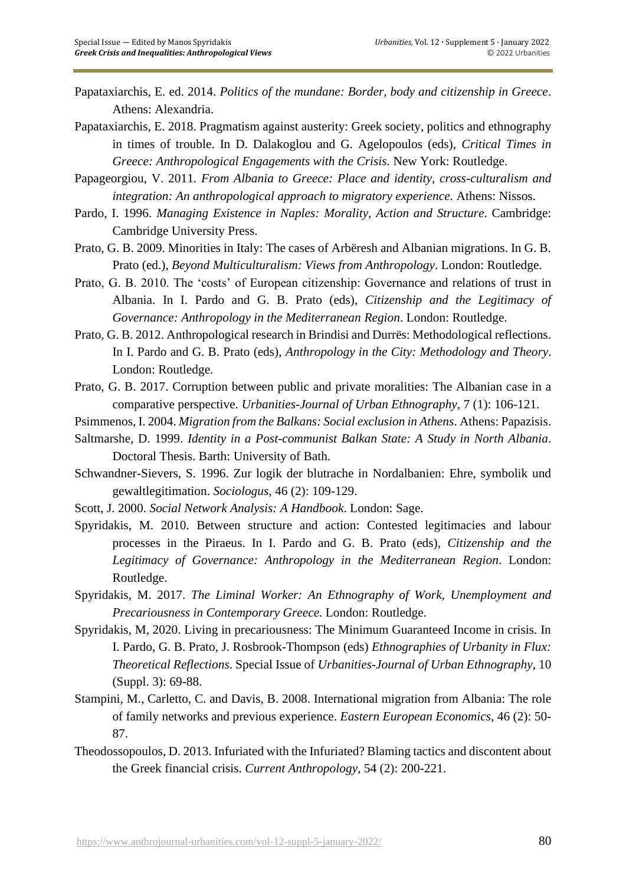Papataxiarchis, E. ed. 2014. *Politics of the mundane: Border, body and citizenship in Greece*. Athens: Alexandria.

Papataxiarchis, E. 2018. Pragmatism against austerity: Greek society, politics and ethnography in times of trouble. In D. Dalakoglou and G. Agelopoulos (eds), *Critical Times in Greece: Anthropological Engagements with the Crisis*. New York: Routledge.

Papageorgiou, V. 2011. *From Albania to Greece: Place and identity, cross-culturalism and integration: An anthropological approach to migratory experience.* Athens: Nissos.

Pardo, I. 1996. *Managing Existence in Naples: Morality, Action and Structure*. Cambridge: Cambridge University Press.

Prato, G. B. 2009. Minorities in Italy: The cases of Arbëresh and Albanian migrations. In G. B. Prato (ed.), *Beyond Multiculturalism: Views from Anthropology*. London: Routledge.

Prato, G. B. 2010. The 'costs' of European citizenship: Governance and relations of trust in Albania. In I. Pardo and G. B. Prato (eds), *Citizenship and the Legitimacy of Governance: Anthropology in the Mediterranean Region*. London: Routledge.

Prato, G. B. 2012. Anthropological research in Brindisi and Durrës: Methodological reflections. In I. Pardo and G. B. Prato (eds), *Anthropology in the City: Methodology and Theory*. London: Routledge.

Prato, G. B. 2017. Corruption between public and private moralities: The Albanian case in a comparative perspective. *Urbanities-Journal of Urban Ethnography*, 7 (1): 106-121.

Psimmenos, I. 2004. *Migration from the Balkans: Social exclusion in Athens*. Athens: Papazisis.

Saltmarshe, D. 1999. *Identity in a Post-communist Balkan State: A Study in North Albania*. Doctoral Thesis. Barth: University of Bath.

Schwandner-Sievers, S. 1996. Zur logik der blutrache in Nordalbanien: Ehre, symbolik und gewaltlegitimation. *Sociologus*, 46 (2): 109-129.

Scott, J. 2000. *Social Network Analysis: A Handbook*. London: Sage.

Spyridakis, M. 2010. Between structure and action: Contested legitimacies and labour processes in the Piraeus. In I. Pardo and G. B. Prato (eds), *Citizenship and the Legitimacy of Governance: Anthropology in the Mediterranean Region*. London: Routledge.

Spyridakis, M. 2017. *The Liminal Worker: An Ethnography of Work, Unemployment and Precariousness in Contemporary Greece*. London: Routledge.

Spyridakis, M, 2020. Living in precariousness: The Minimum Guaranteed Income in crisis. In I. Pardo, G. B. Prato, J. Rosbrook-Thompson (eds) *Ethnographies of Urbanity in Flux: Theoretical Reflections*. Special Issue of *Urbanities-Journal of Urban Ethnography*, 10 (Suppl. 3): 69-88.

Stampini, M., Carletto, C. and Davis, B. 2008. International migration from Albania: The role of family networks and previous experience. *Eastern European Economics*, 46 (2): 50-87.

Theodossopoulos, D. 2013. Infuriated with the Infuriated? Blaming tactics and discontent about the Greek financial crisis. *Current Anthropology*, 54 (2): 200-221.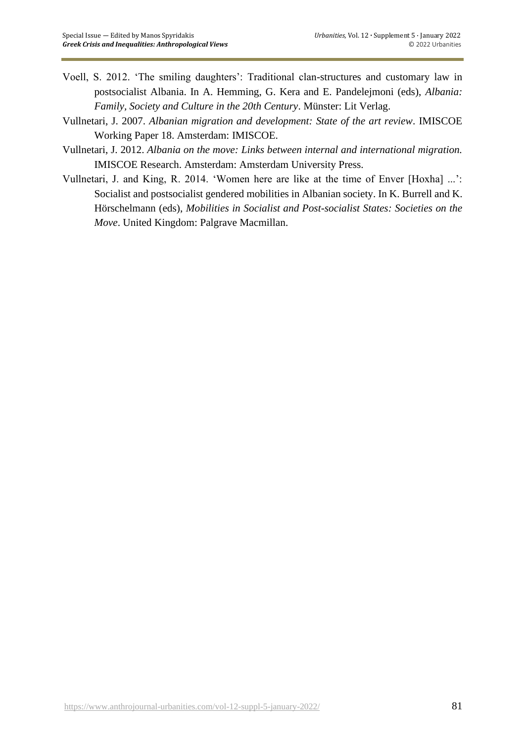Voell, S. 2012. 'The smiling daughters': Traditional clan-structures and customary law in postsocialist Albania. In A. Hemming, G. Kera and E. Pandelejmoni (eds), *Albania: Family, Society and Culture in the 20th Century*. Münster: Lit Verlag.

Vullnetari, J. 2007. *Albanian migration and development: State of the art review*. IMISCOE Working Paper 18. Amsterdam: IMISCOE.

Vullnetari, J. 2012. *Albania on the move: Links between internal and international migration.* IMISCOE Research. Amsterdam: Amsterdam University Press.

Vullnetari, J. and King, R. 2014. 'Women here are like at the time of Enver [Hoxha] ...': Socialist and postsocialist gendered mobilities in Albanian society. In K. Burrell and K. Hörschelmann (eds), *Mobilities in Socialist and Post-socialist States: Societies on the Move*. United Kingdom: Palgrave Macmillan.